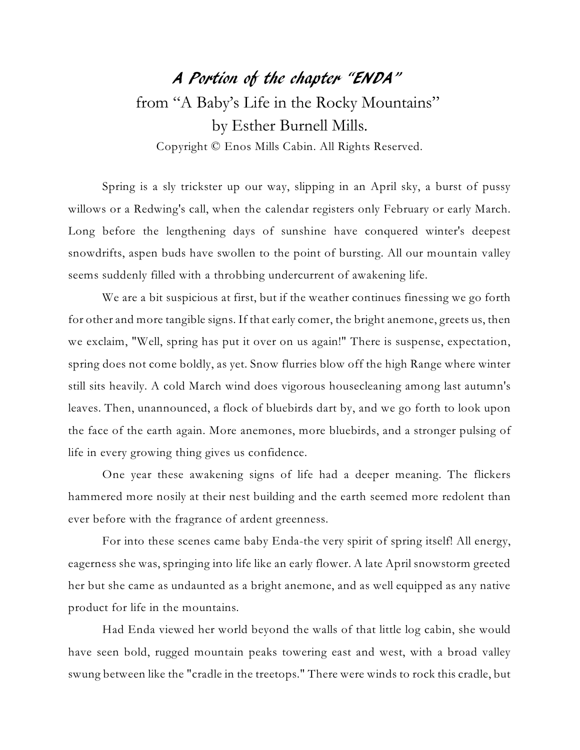# *A Portion of the chapter "ENDA"*

from "A Baby's Life in the Rocky Mountains"
by Esther Burnell Mills.

Copyright © Enos Mills Cabin. All Rights Reserved.

Spring is a sly trickster up our way, slipping in an April sky, a burst of pussy willows or a Redwing's call, when the calendar registers only February or early March. Long before the lengthening days of sunshine have conquered winter's deepest snowdrifts, aspen buds have swollen to the point of bursting. All our mountain valley seems suddenly filled with a throbbing undercurrent of awakening life.

We are a bit suspicious at first, but if the weather continues finessing we go forth for other and more tangible signs. If that early comer, the bright anemone, greets us, then we exclaim, "Well, spring has put it over on us again!" There is suspense, expectation, spring does not come boldly, as yet. Snow flurries blow off the high Range where winter still sits heavily. A cold March wind does vigorous housecleaning among last autumn's leaves. Then, unannounced, a flock of bluebirds dart by, and we go forth to look upon the face of the earth again. More anemones, more bluebirds, and a stronger pulsing of life in every growing thing gives us confidence.

One year these awakening signs of life had a deeper meaning. The flickers hammered more nosily at their nest building and the earth seemed more redolent than ever before with the fragrance of ardent greenness.

For into these scenes came baby Enda-the very spirit of spring itself! All energy, eagerness she was, springing into life like an early flower. A late April snowstorm greeted her but she came as undaunted as a bright anemone, and as well equipped as any native product for life in the mountains.

Had Enda viewed her world beyond the walls of that little log cabin, she would have seen bold, rugged mountain peaks towering east and west, with a broad valley swung between like the "cradle in the treetops." There were winds to rock this cradle, but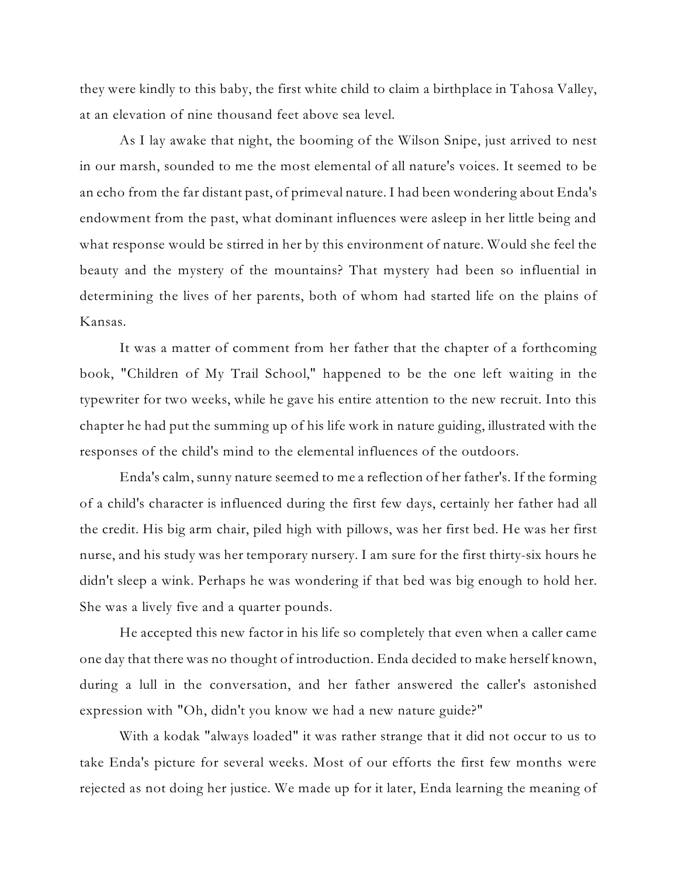they were kindly to this baby, the first white child to claim a birthplace in Tahosa Valley, at an elevation of nine thousand feet above sea level.

As I lay awake that night, the booming of the Wilson Snipe, just arrived to nest in our marsh, sounded to me the most elemental of all nature's voices. It seemed to be an echo from the far distant past, of primeval nature. I had been wondering about Enda's endowment from the past, what dominant influences were asleep in her little being and what response would be stirred in her by this environment of nature. Would she feel the beauty and the mystery of the mountains? That mystery had been so influential in determining the lives of her parents, both of whom had started life on the plains of Kansas.

It was a matter of comment from her father that the chapter of a forthcoming book, "Children of My Trail School," happened to be the one left waiting in the typewriter for two weeks, while he gave his entire attention to the new recruit. Into this chapter he had put the summing up of his life work in nature guiding, illustrated with the responses of the child's mind to the elemental influences of the outdoors.

Enda's calm, sunny nature seemed to me a reflection of her father's. If the forming of a child's character is influenced during the first few days, certainly her father had all the credit. His big arm chair, piled high with pillows, was her first bed. He was her first nurse, and his study was her temporary nursery. I am sure for the first thirty-six hours he didn't sleep a wink. Perhaps he was wondering if that bed was big enough to hold her. She was a lively five and a quarter pounds.

He accepted this new factor in his life so completely that even when a caller came one day that there was no thought of introduction. Enda decided to make herself known, during a lull in the conversation, and her father answered the caller's astonished expression with "Oh, didn't you know we had a new nature guide?"

With a kodak "always loaded" it was rather strange that it did not occur to us to take Enda's picture for several weeks. Most of our efforts the first few months were rejected as not doing her justice. We made up for it later, Enda learning the meaning of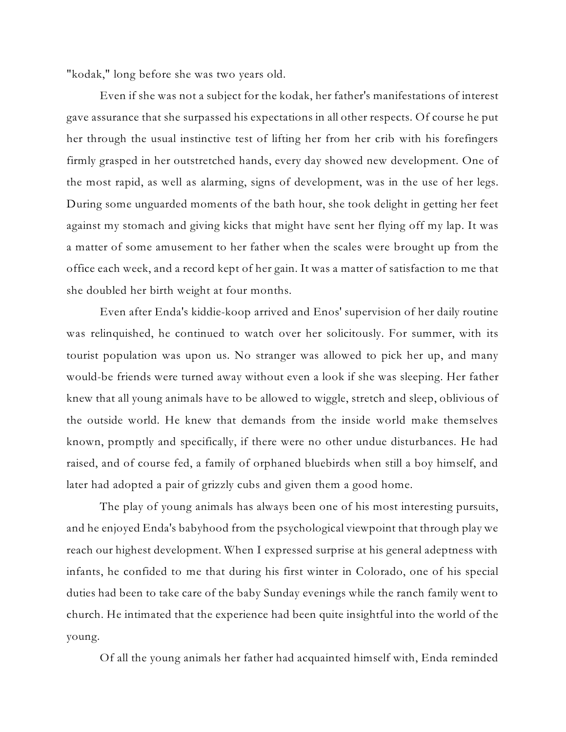"kodak," long before she was two years old.

Even if she was not a subject for the kodak, her father's manifestations of interest gave assurance that she surpassed his expectations in all other respects. Of course he put her through the usual instinctive test of lifting her from her crib with his forefingers firmly grasped in her outstretched hands, every day showed new development. One of the most rapid, as well as alarming, signs of development, was in the use of her legs. During some unguarded moments of the bath hour, she took delight in getting her feet against my stomach and giving kicks that might have sent her flying off my lap. It was a matter of some amusement to her father when the scales were brought up from the office each week, and a record kept of her gain. It was a matter of satisfaction to me that she doubled her birth weight at four months.

Even after Enda's kiddie-koop arrived and Enos' supervision of her daily routine was relinquished, he continued to watch over her solicitously. For summer, with its tourist population was upon us. No stranger was allowed to pick her up, and many would-be friends were turned away without even a look if she was sleeping. Her father knew that all young animals have to be allowed to wiggle, stretch and sleep, oblivious of the outside world. He knew that demands from the inside world make themselves known, promptly and specifically, if there were no other undue disturbances. He had raised, and of course fed, a family of orphaned bluebirds when still a boy himself, and later had adopted a pair of grizzly cubs and given them a good home.

The play of young animals has always been one of his most interesting pursuits, and he enjoyed Enda's babyhood from the psychological viewpoint that through play we reach our highest development. When I expressed surprise at his general adeptness with infants, he confided to me that during his first winter in Colorado, one of his special duties had been to take care of the baby Sunday evenings while the ranch family went to church. He intimated that the experience had been quite insightful into the world of the young.

Of all the young animals her father had acquainted himself with, Enda reminded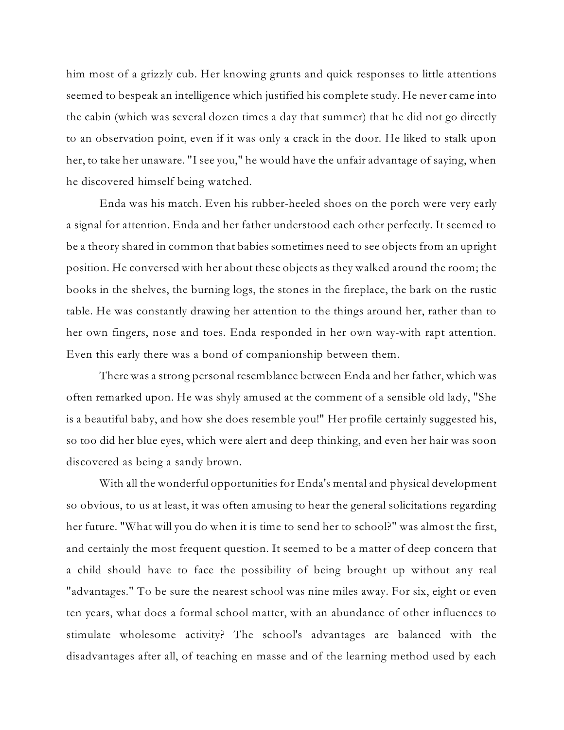him most of a grizzly cub. Her knowing grunts and quick responses to little attentions seemed to bespeak an intelligence which justified his complete study. He never came into the cabin (which was several dozen times a day that summer) that he did not go directly to an observation point, even if it was only a crack in the door. He liked to stalk upon her, to take her unaware. "I see you," he would have the unfair advantage of saying, when he discovered himself being watched.

Enda was his match. Even his rubber-heeled shoes on the porch were very early a signal for attention. Enda and her father understood each other perfectly. It seemed to be a theory shared in common that babies sometimes need to see objects from an upright position. He conversed with her about these objects as they walked around the room; the books in the shelves, the burning logs, the stones in the fireplace, the bark on the rustic table. He was constantly drawing her attention to the things around her, rather than to her own fingers, nose and toes. Enda responded in her own way-with rapt attention. Even this early there was a bond of companionship between them.

There was a strong personal resemblance between Enda and her father, which was often remarked upon. He was shyly amused at the comment of a sensible old lady, "She is a beautiful baby, and how she does resemble you!" Her profile certainly suggested his, so too did her blue eyes, which were alert and deep thinking, and even her hair was soon discovered as being a sandy brown.

With all the wonderful opportunities for Enda's mental and physical development so obvious, to us at least, it was often amusing to hear the general solicitations regarding her future. "What will you do when it is time to send her to school?" was almost the first, and certainly the most frequent question. It seemed to be a matter of deep concern that a child should have to face the possibility of being brought up without any real "advantages." To be sure the nearest school was nine miles away. For six, eight or even ten years, what does a formal school matter, with an abundance of other influences to stimulate wholesome activity? The school's advantages are balanced with the disadvantages after all, of teaching en masse and of the learning method used by each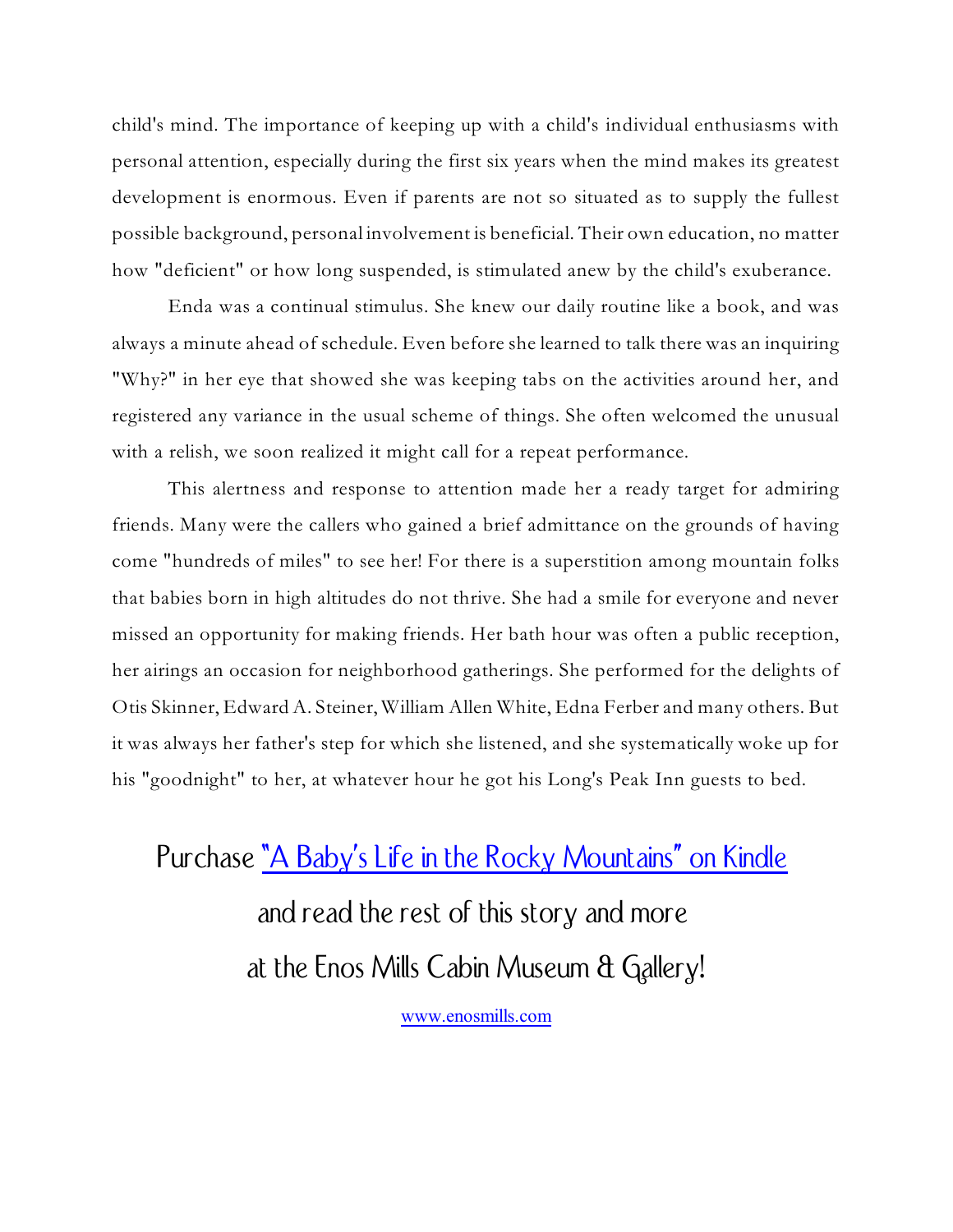child's mind. The importance of keeping up with a child's individual enthusiasms with personal attention, especially during the first six years when the mind makes its greatest development is enormous. Even if parents are not so situated as to supply the fullest possible background, personal involvement is beneficial. Their own education, no matter how "deficient" or how long suspended, is stimulated anew by the child's exuberance.

Enda was a continual stimulus. She knew our daily routine like a book, and was always a minute ahead of schedule. Even before she learned to talk there was an inquiring "Why?" in her eye that showed she was keeping tabs on the activities around her, and registered any variance in the usual scheme of things. She often welcomed the unusual with a relish, we soon realized it might call for a repeat performance.

This alertness and response to attention made her a ready target for admiring friends. Many were the callers who gained a brief admittance on the grounds of having come "hundreds of miles" to see her! For there is a superstition among mountain folks that babies born in high altitudes do not thrive. She had a smile for everyone and never missed an opportunity for making friends. Her bath hour was often a public reception, her airings an occasion for neighborhood gatherings. She performed for the delights of Otis Skinner, Edward A. Steiner, William Allen White, Edna Ferber and many others. But it was always her father's step for which she listened, and she systematically woke up for his "goodnight" to her, at whatever hour he got his Long's Peak Inn guests to bed.

Purchase "A Baby's Life in the Rocky Mountains" on Kindle
and read the rest of this story and more
at the Enos Mills Cabin Museum & Gallery!

www.enosmills.com